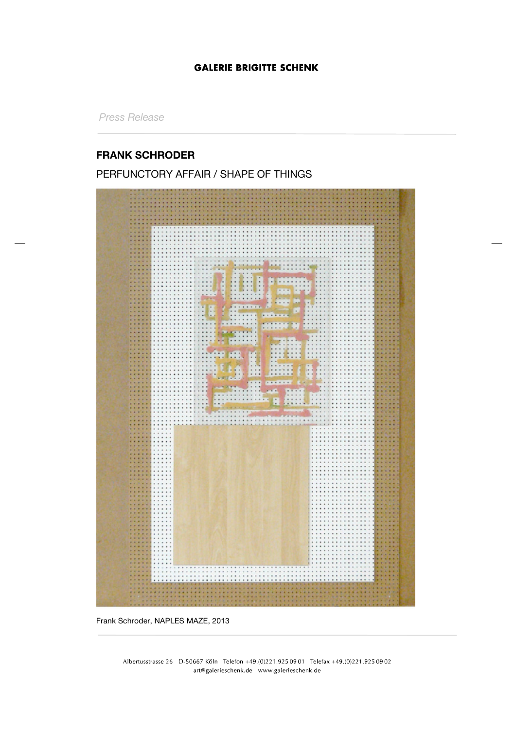GALERIE BRIGITTE SCHENK

*Press Release*

## FRANK SCHRODER

PERFUNCTORY AFFAIR / SHAPE OF THINGS

Frank Schroder, NAPLES MAZE, 2013

Albertusstrasse 26 D-50667 Köln Telefon +49.(0)221.925 09 01 Telefax +49.(0)221.925 09 02
art@galerieschenk.de www.galerieschenk.de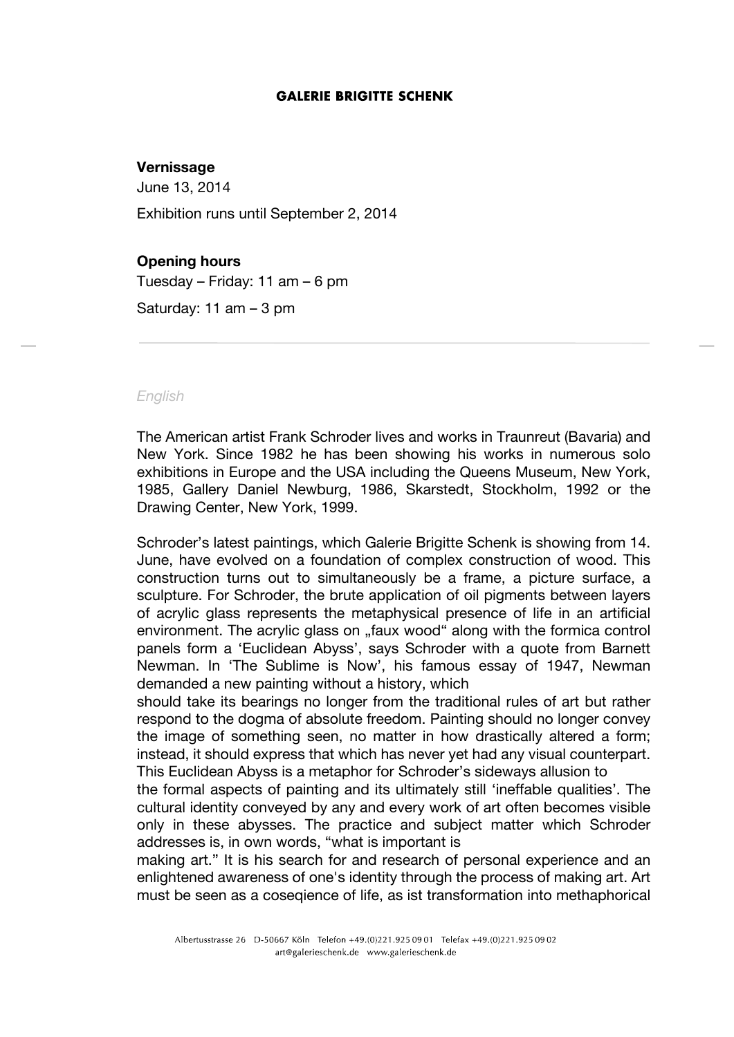**GALERIE BRIGITTE SCHENK**

**Vernissage**

June 13, 2014

Exhibition runs until September 2, 2014

**Opening hours**

Tuesday – Friday: 11 am – 6 pm

Saturday: 11 am – 3 pm

---

*English*

The American artist Frank Schroder lives and works in Traunreut (Bavaria) and New York. Since 1982 he has been showing his works in numerous solo exhibitions in Europe and the USA including the Queens Museum, New York, 1985, Gallery Daniel Newburg, 1986, Skarstedt, Stockholm, 1992 or the Drawing Center, New York, 1999.

Schroder's latest paintings, which Galerie Brigitte Schenk is showing from 14. June, have evolved on a foundation of complex construction of wood. This construction turns out to simultaneously be a frame, a picture surface, a sculpture. For Schroder, the brute application of oil pigments between layers of acrylic glass represents the metaphysical presence of life in an artificial environment. The acrylic glass on „faux wood" along with the formica control panels form a 'Euclidean Abyss', says Schroder with a quote from Barnett Newman. In 'The Sublime is Now', his famous essay of 1947, Newman demanded a new painting without a history, which should take its bearings no longer from the traditional rules of art but rather respond to the dogma of absolute freedom. Painting should no longer convey the image of something seen, no matter in how drastically altered a form; instead, it should express that which has never yet had any visual counterpart. This Euclidean Abyss is a metaphor for Schroder's sideways allusion to the formal aspects of painting and its ultimately still 'ineffable qualities'. The cultural identity conveyed by any and every work of art often becomes visible only in these abysses. The practice and subject matter which Schroder addresses is, in own words, "what is important is making art." It is his search for and research of personal experience and an enlightened awareness of one's identity through the process of making art. Art must be seen as a coseqience of life, as ist transformation into methaphorical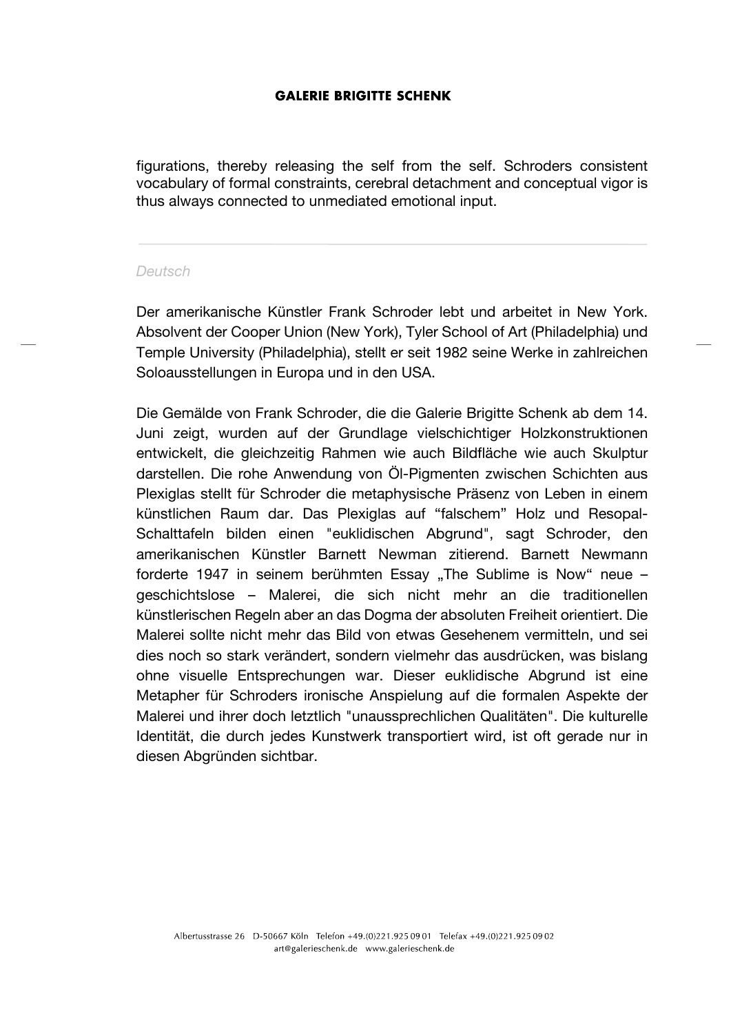figurations, thereby releasing the self from the self. Schroders consistent vocabulary of formal constraints, cerebral detachment and conceptual vigor is thus always connected to unmediated emotional input.

---

*Deutsch*

Der amerikanische Künstler Frank Schroder lebt und arbeitet in New York. Absolvent der Cooper Union (New York), Tyler School of Art (Philadelphia) und Temple University (Philadelphia), stellt er seit 1982 seine Werke in zahlreichen Soloausstellungen in Europa und in den USA.

Die Gemälde von Frank Schroder, die die Galerie Brigitte Schenk ab dem 14. Juni zeigt, wurden auf der Grundlage vielschichtiger Holzkonstruktionen entwickelt, die gleichzeitig Rahmen wie auch Bildfläche wie auch Skulptur darstellen. Die rohe Anwendung von Öl-Pigmenten zwischen Schichten aus Plexiglas stellt für Schroder die metaphysische Präsenz von Leben in einem künstlichen Raum dar. Das Plexiglas auf "falschem" Holz und Resopal-Schalttafeln bilden einen "euklidischen Abgrund", sagt Schroder, den amerikanischen Künstler Barnett Newman zitierend. Barnett Newmann forderte 1947 in seinem berühmten Essay „The Sublime is Now" neue – geschichtslose – Malerei, die sich nicht mehr an die traditionellen künstlerischen Regeln aber an das Dogma der absoluten Freiheit orientiert. Die Malerei sollte nicht mehr das Bild von etwas Gesehenem vermitteln, und sei dies noch so stark verändert, sondern vielmehr das ausdrücken, was bislang ohne visuelle Entsprechungen war. Dieser euklidische Abgrund ist eine Metapher für Schroders ironische Anspielung auf die formalen Aspekte der Malerei und ihrer doch letztlich "unaussprechlichen Qualitäten". Die kulturelle Identität, die durch jedes Kunstwerk transportiert wird, ist oft gerade nur in diesen Abgründen sichtbar.